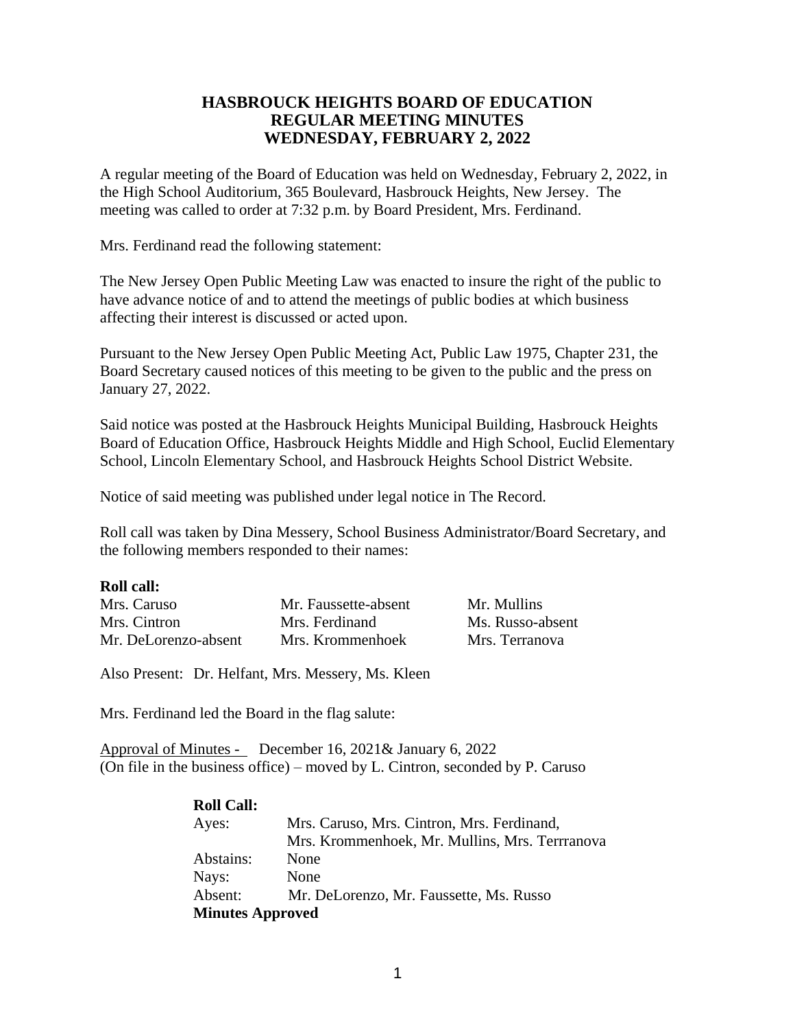# HASBROUCK HEIGHTS BOARD OF EDUCATION
## REGULAR MEETING MINUTES
## WEDNESDAY, FEBRUARY 2, 2022

A regular meeting of the Board of Education was held on Wednesday, February 2, 2022, in the High School Auditorium, 365 Boulevard, Hasbrouck Heights, New Jersey. The meeting was called to order at 7:32 p.m. by Board President, Mrs. Ferdinand.

Mrs. Ferdinand read the following statement:

The New Jersey Open Public Meeting Law was enacted to insure the right of the public to have advance notice of and to attend the meetings of public bodies at which business affecting their interest is discussed or acted upon.

Pursuant to the New Jersey Open Public Meeting Act, Public Law 1975, Chapter 231, the Board Secretary caused notices of this meeting to be given to the public and the press on January 27, 2022.

Said notice was posted at the Hasbrouck Heights Municipal Building, Hasbrouck Heights Board of Education Office, Hasbrouck Heights Middle and High School, Euclid Elementary School, Lincoln Elementary School, and Hasbrouck Heights School District Website.

Notice of said meeting was published under legal notice in The Record.

Roll call was taken by Dina Messery, School Business Administrator/Board Secretary, and the following members responded to their names:

**Roll call:**

| | | |
|---|---|---|
| Mrs. Caruso | Mr. Faussette-absent | Mr. Mullins |
| Mrs. Cintron | Mrs. Ferdinand | Ms. Russo-absent |
| Mr. DeLorenzo-absent | Mrs. Krommenhoek | Mrs. Terranova |

Also Present: Dr. Helfant, Mrs. Messery, Ms. Kleen

Mrs. Ferdinand led the Board in the flag salute:

Approval of Minutes - December 16, 2021& January 6, 2022
(On file in the business office) – moved by L. Cintron, seconded by P. Caruso

**Roll Call:**

Ayes: Mrs. Caruso, Mrs. Cintron, Mrs. Ferdinand, Mrs. Krommenhoek, Mr. Mullins, Mrs. Terrranova
Abstains: None
Nays: None
Absent: Mr. DeLorenzo, Mr. Faussette, Ms. Russo

**Minutes Approved**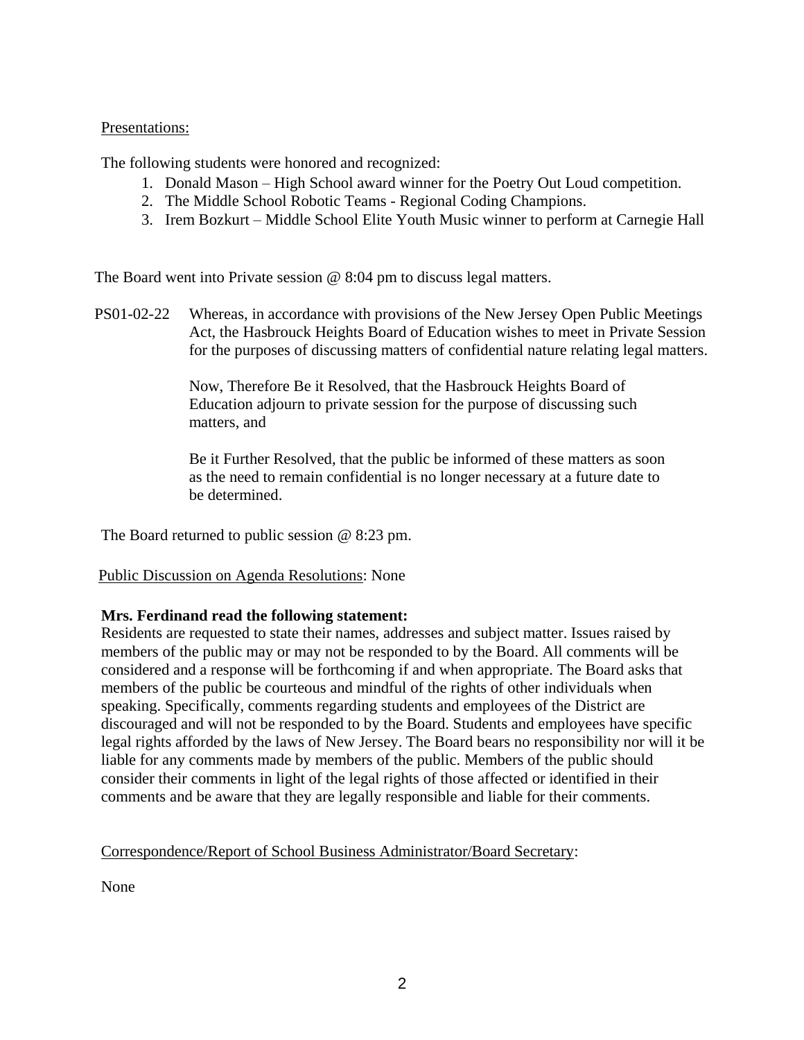Presentations:

The following students were honored and recognized:

1. Donald Mason – High School award winner for the Poetry Out Loud competition.
2. The Middle School Robotic Teams - Regional Coding Champions.
3. Irem Bozkurt – Middle School Elite Youth Music winner to perform at Carnegie Hall

The Board went into Private session @ 8:04 pm to discuss legal matters.

PS01-02-22 Whereas, in accordance with provisions of the New Jersey Open Public Meetings Act, the Hasbrouck Heights Board of Education wishes to meet in Private Session for the purposes of discussing matters of confidential nature relating legal matters.

Now, Therefore Be it Resolved, that the Hasbrouck Heights Board of Education adjourn to private session for the purpose of discussing such matters, and

Be it Further Resolved, that the public be informed of these matters as soon as the need to remain confidential is no longer necessary at a future date to be determined.

The Board returned to public session @ 8:23 pm.

Public Discussion on Agenda Resolutions: None

**Mrs. Ferdinand read the following statement:**

Residents are requested to state their names, addresses and subject matter. Issues raised by members of the public may or may not be responded to by the Board. All comments will be considered and a response will be forthcoming if and when appropriate. The Board asks that members of the public be courteous and mindful of the rights of other individuals when speaking. Specifically, comments regarding students and employees of the District are discouraged and will not be responded to by the Board. Students and employees have specific legal rights afforded by the laws of New Jersey. The Board bears no responsibility nor will it be liable for any comments made by members of the public. Members of the public should consider their comments in light of the legal rights of those affected or identified in their comments and be aware that they are legally responsible and liable for their comments.

Correspondence/Report of School Business Administrator/Board Secretary:

None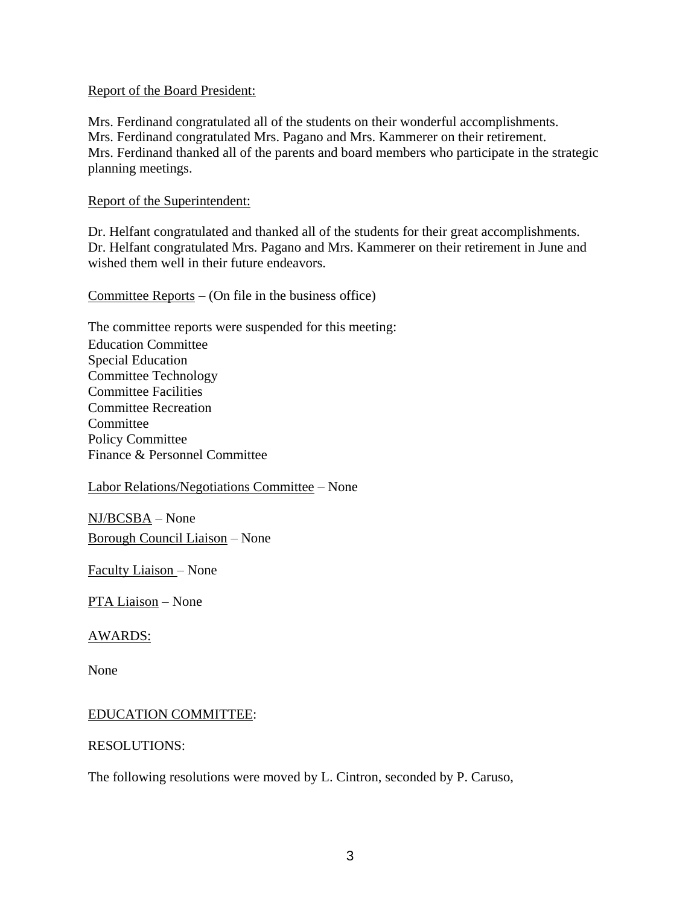Report of the Board President:

Mrs. Ferdinand congratulated all of the students on their wonderful accomplishments.
Mrs. Ferdinand congratulated Mrs. Pagano and Mrs. Kammerer on their retirement.
Mrs. Ferdinand thanked all of the parents and board members who participate in the strategic planning meetings.

Report of the Superintendent:

Dr. Helfant congratulated and thanked all of the students for their great accomplishments.
Dr. Helfant congratulated Mrs. Pagano and Mrs. Kammerer on their retirement in June and wished them well in their future endeavors.

Committee Reports – (On file in the business office)

The committee reports were suspended for this meeting:
Education Committee
Special Education
Committee Technology
Committee Facilities
Committee Recreation
Committee
Policy Committee
Finance & Personnel Committee

Labor Relations/Negotiations Committee – None

NJ/BCSBA – None
Borough Council Liaison – None

Faculty Liaison – None

PTA Liaison – None

AWARDS:

None

EDUCATION COMMITTEE:

RESOLUTIONS:

The following resolutions were moved by L. Cintron, seconded by P. Caruso,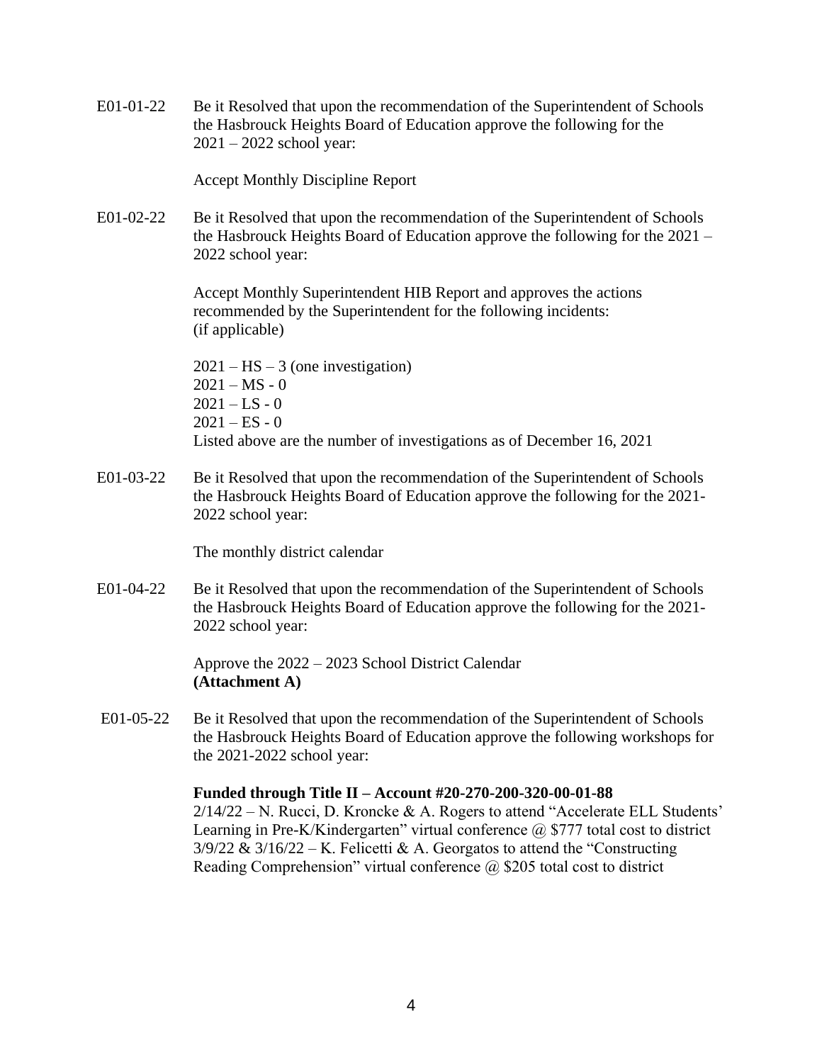E01-01-22 Be it Resolved that upon the recommendation of the Superintendent of Schools the Hasbrouck Heights Board of Education approve the following for the 2021 – 2022 school year:

Accept Monthly Discipline Report

E01-02-22 Be it Resolved that upon the recommendation of the Superintendent of Schools the Hasbrouck Heights Board of Education approve the following for the 2021 – 2022 school year:

Accept Monthly Superintendent HIB Report and approves the actions recommended by the Superintendent for the following incidents: (if applicable)

2021 – HS – 3 (one investigation)
2021 – MS - 0
2021 – LS - 0
2021 – ES - 0
Listed above are the number of investigations as of December 16, 2021

E01-03-22 Be it Resolved that upon the recommendation of the Superintendent of Schools the Hasbrouck Heights Board of Education approve the following for the 2021-2022 school year:

The monthly district calendar

E01-04-22 Be it Resolved that upon the recommendation of the Superintendent of Schools the Hasbrouck Heights Board of Education approve the following for the 2021-2022 school year:

Approve the 2022 – 2023 School District Calendar
**(Attachment A)**

E01-05-22 Be it Resolved that upon the recommendation of the Superintendent of Schools the Hasbrouck Heights Board of Education approve the following workshops for the 2021-2022 school year:

**Funded through Title II – Account #20-270-200-320-00-01-88**
2/14/22 – N. Rucci, D. Kroncke & A. Rogers to attend "Accelerate ELL Students' Learning in Pre-K/Kindergarten" virtual conference @ $777 total cost to district
3/9/22 & 3/16/22 – K. Felicetti & A. Georgatos to attend the "Constructing Reading Comprehension" virtual conference @ $205 total cost to district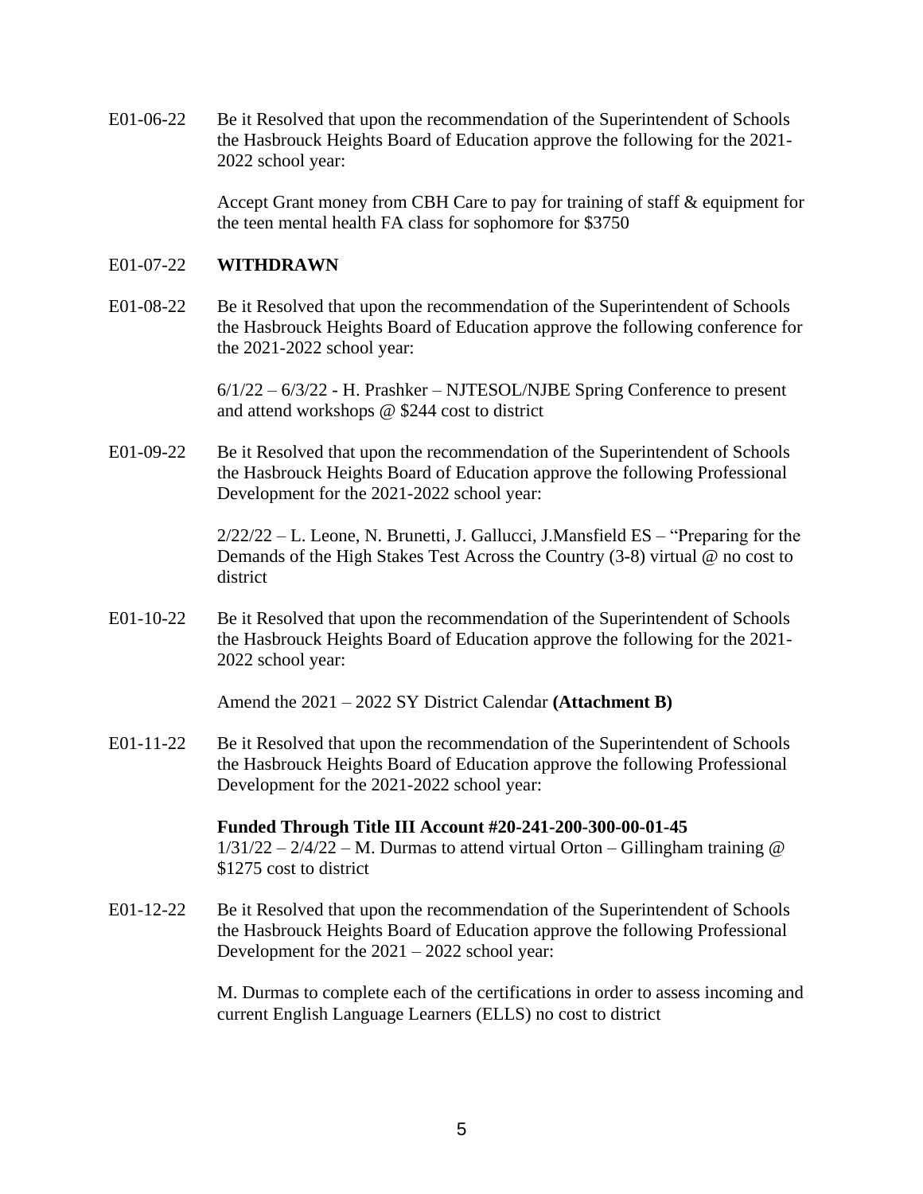E01-06-22 Be it Resolved that upon the recommendation of the Superintendent of Schools the Hasbrouck Heights Board of Education approve the following for the 2021-2022 school year:

Accept Grant money from CBH Care to pay for training of staff & equipment for the teen mental health FA class for sophomore for $3750

E01-07-22 **WITHDRAWN**

E01-08-22 Be it Resolved that upon the recommendation of the Superintendent of Schools the Hasbrouck Heights Board of Education approve the following conference for the 2021-2022 school year:

6/1/22 – 6/3/22 - H. Prashker – NJTESOL/NJBE Spring Conference to present and attend workshops @ $244 cost to district

E01-09-22 Be it Resolved that upon the recommendation of the Superintendent of Schools the Hasbrouck Heights Board of Education approve the following Professional Development for the 2021-2022 school year:

2/22/22 – L. Leone, N. Brunetti, J. Gallucci, J.Mansfield ES – "Preparing for the Demands of the High Stakes Test Across the Country (3-8) virtual @ no cost to district

E01-10-22 Be it Resolved that upon the recommendation of the Superintendent of Schools the Hasbrouck Heights Board of Education approve the following for the 2021-2022 school year:

Amend the 2021 – 2022 SY District Calendar **(Attachment B)**

E01-11-22 Be it Resolved that upon the recommendation of the Superintendent of Schools the Hasbrouck Heights Board of Education approve the following Professional Development for the 2021-2022 school year:

**Funded Through Title III Account #20-241-200-300-00-01-45**
1/31/22 – 2/4/22 – M. Durmas to attend virtual Orton – Gillingham training @ $1275 cost to district

E01-12-22 Be it Resolved that upon the recommendation of the Superintendent of Schools the Hasbrouck Heights Board of Education approve the following Professional Development for the 2021 – 2022 school year:

M. Durmas to complete each of the certifications in order to assess incoming and current English Language Learners (ELLS) no cost to district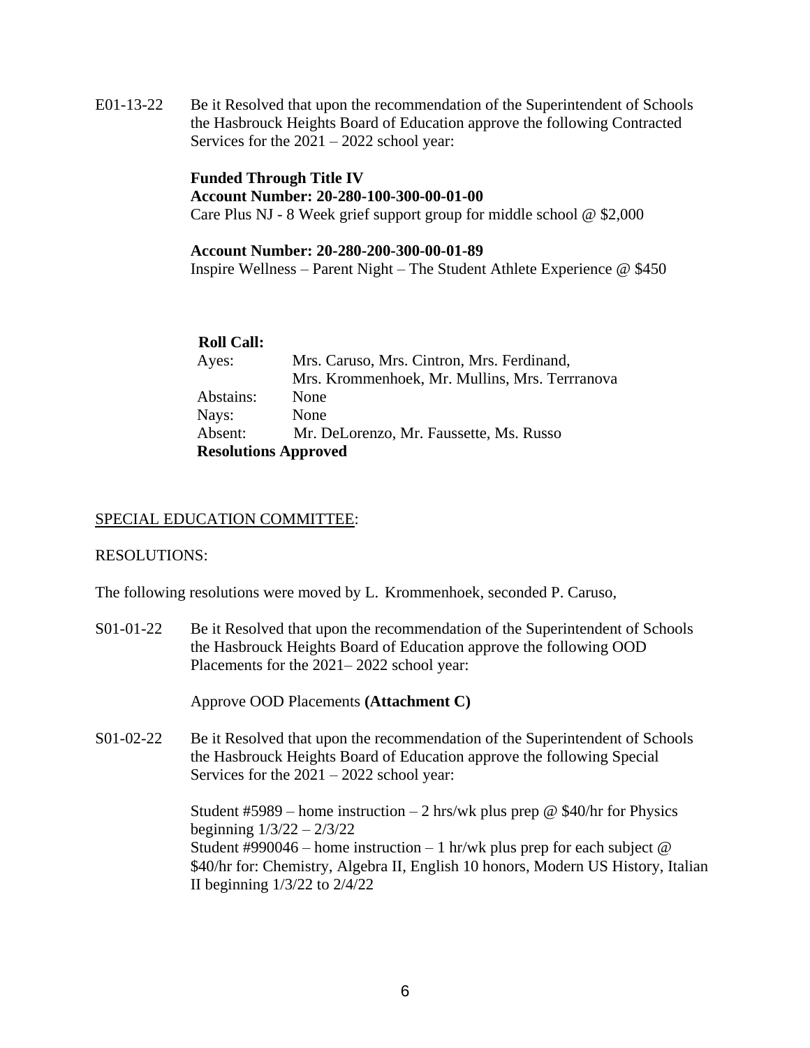E01-13-22 Be it Resolved that upon the recommendation of the Superintendent of Schools the Hasbrouck Heights Board of Education approve the following Contracted Services for the 2021 – 2022 school year:

**Funded Through Title IV**
**Account Number: 20-280-100-300-00-01-00**
Care Plus NJ - 8 Week grief support group for middle school @ $2,000

**Account Number: 20-280-200-300-00-01-89**
Inspire Wellness – Parent Night – The Student Athlete Experience @ $450

**Roll Call:**

Ayes: Mrs. Caruso, Mrs. Cintron, Mrs. Ferdinand, Mrs. Krommenhoek, Mr. Mullins, Mrs. Terrranova
Abstains: None
Nays: None
Absent: Mr. DeLorenzo, Mr. Faussette, Ms. Russo

**Resolutions Approved**

SPECIAL EDUCATION COMMITTEE:

RESOLUTIONS:

The following resolutions were moved by L. Krommenhoek, seconded P. Caruso,

S01-01-22 Be it Resolved that upon the recommendation of the Superintendent of Schools the Hasbrouck Heights Board of Education approve the following OOD Placements for the 2021– 2022 school year:

Approve OOD Placements **(Attachment C)**

S01-02-22 Be it Resolved that upon the recommendation of the Superintendent of Schools the Hasbrouck Heights Board of Education approve the following Special Services for the 2021 – 2022 school year:

Student #5989 – home instruction – 2 hrs/wk plus prep @ $40/hr for Physics beginning 1/3/22 – 2/3/22
Student #990046 – home instruction – 1 hr/wk plus prep for each subject @ $40/hr for: Chemistry, Algebra II, English 10 honors, Modern US History, Italian II beginning 1/3/22 to 2/4/22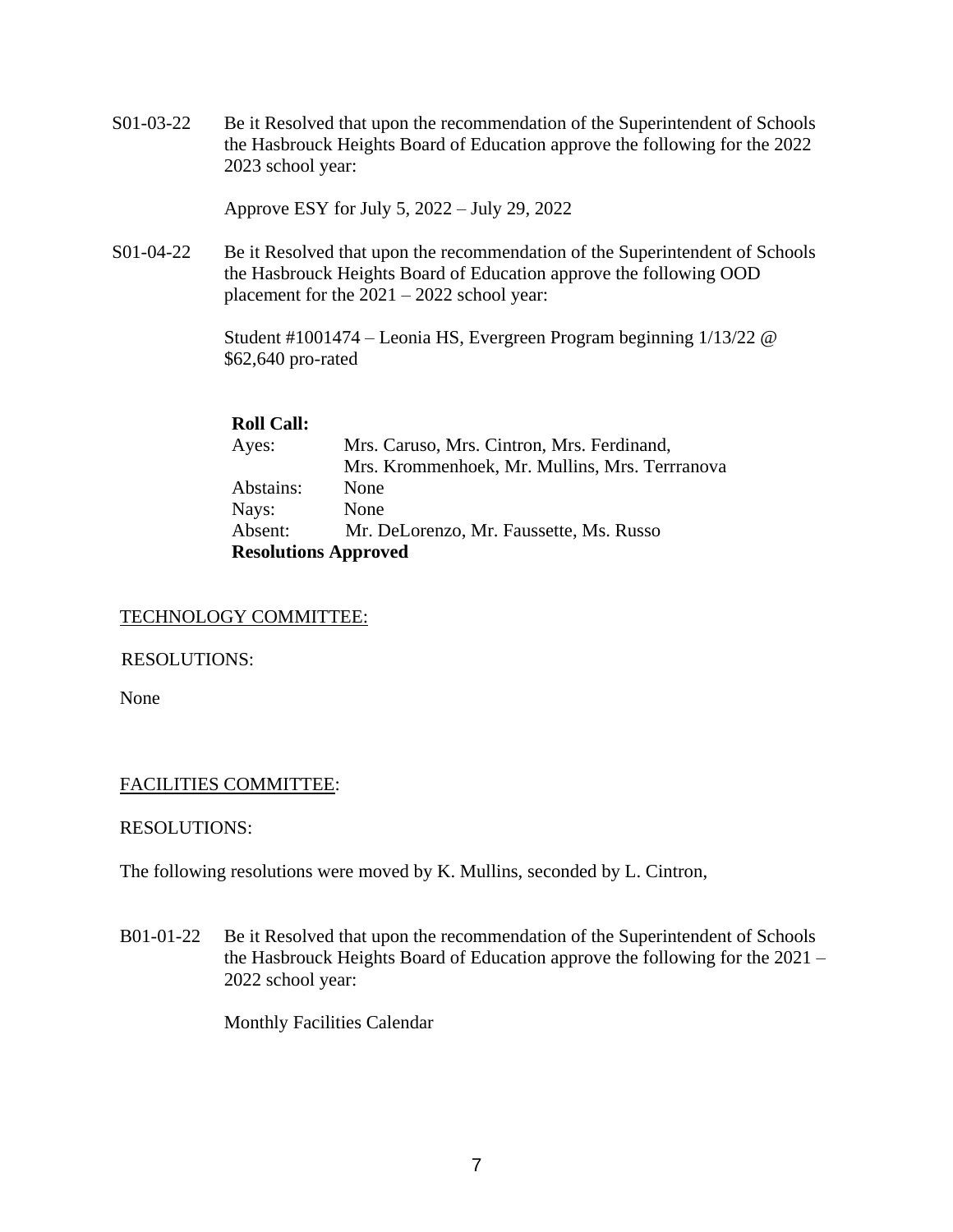S01-03-22 Be it Resolved that upon the recommendation of the Superintendent of Schools the Hasbrouck Heights Board of Education approve the following for the 2022 2023 school year:

Approve ESY for July 5, 2022 – July 29, 2022

S01-04-22 Be it Resolved that upon the recommendation of the Superintendent of Schools the Hasbrouck Heights Board of Education approve the following OOD placement for the 2021 – 2022 school year:

Student #1001474 – Leonia HS, Evergreen Program beginning 1/13/22 @ $62,640 pro-rated

**Roll Call:**

Ayes: Mrs. Caruso, Mrs. Cintron, Mrs. Ferdinand, Mrs. Krommenhoek, Mr. Mullins, Mrs. Terrranova

Abstains: None

Nays: None

Absent: Mr. DeLorenzo, Mr. Faussette, Ms. Russo

**Resolutions Approved**

TECHNOLOGY COMMITTEE:

RESOLUTIONS:

None

FACILITIES COMMITTEE:

RESOLUTIONS:

The following resolutions were moved by K. Mullins, seconded by L. Cintron,

B01-01-22 Be it Resolved that upon the recommendation of the Superintendent of Schools the Hasbrouck Heights Board of Education approve the following for the 2021 – 2022 school year:

Monthly Facilities Calendar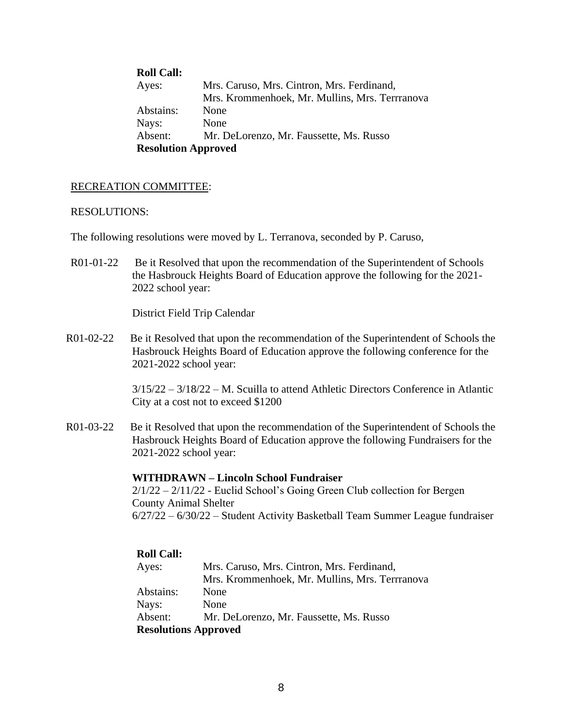**Roll Call:**

| | |
|---|---|
| Ayes: | Mrs. Caruso, Mrs. Cintron, Mrs. Ferdinand, Mrs. Krommenhoek, Mr. Mullins, Mrs. Terrranova |
| Abstains: | None |
| Nays: | None |
| Absent: | Mr. DeLorenzo, Mr. Faussette, Ms. Russo |

**Resolution Approved**

RECREATION COMMITTEE:

RESOLUTIONS:

The following resolutions were moved by L. Terranova, seconded by P. Caruso,

R01-01-22 Be it Resolved that upon the recommendation of the Superintendent of Schools the Hasbrouck Heights Board of Education approve the following for the 2021-2022 school year:

District Field Trip Calendar

R01-02-22 Be it Resolved that upon the recommendation of the Superintendent of Schools the Hasbrouck Heights Board of Education approve the following conference for the 2021-2022 school year:

3/15/22 – 3/18/22 – M. Sculla to attend Athletic Directors Conference in Atlantic City at a cost not to exceed $1200

R01-03-22 Be it Resolved that upon the recommendation of the Superintendent of Schools the Hasbrouck Heights Board of Education approve the following Fundraisers for the 2021-2022 school year:

**WITHDRAWN – Lincoln School Fundraiser**
2/1/22 – 2/11/22 - Euclid School's Going Green Club collection for Bergen County Animal Shelter
6/27/22 – 6/30/22 – Student Activity Basketball Team Summer League fundraiser

**Roll Call:**

| | |
|---|---|
| Ayes: | Mrs. Caruso, Mrs. Cintron, Mrs. Ferdinand, Mrs. Krommenhoek, Mr. Mullins, Mrs. Terrranova |
| Abstains: | None |
| Nays: | None |
| Absent: | Mr. DeLorenzo, Mr. Faussette, Ms. Russo |

**Resolutions Approved**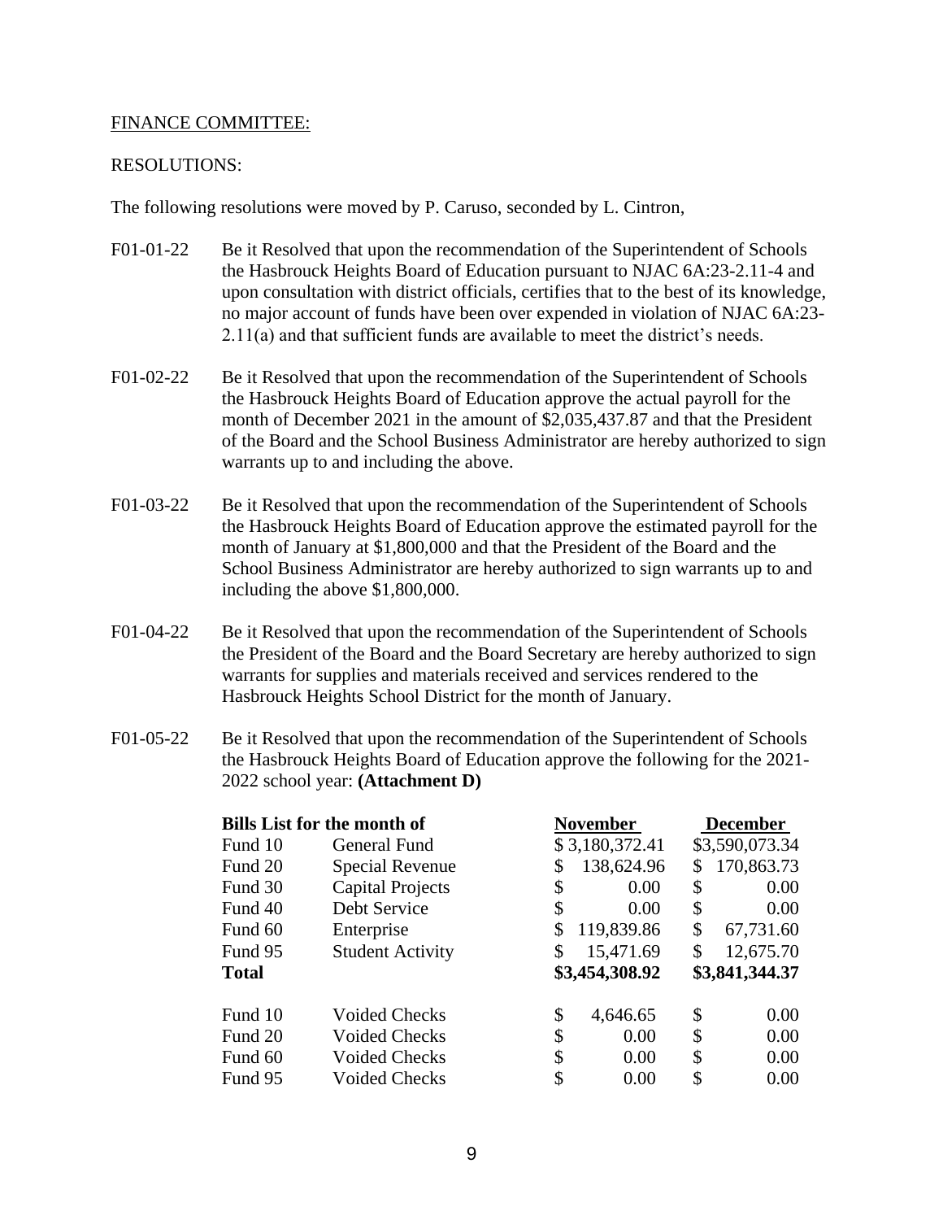FINANCE COMMITTEE:

RESOLUTIONS:

The following resolutions were moved by P. Caruso, seconded by L. Cintron,

F01-01-22 Be it Resolved that upon the recommendation of the Superintendent of Schools the Hasbrouck Heights Board of Education pursuant to NJAC 6A:23-2.11-4 and upon consultation with district officials, certifies that to the best of its knowledge, no major account of funds have been over expended in violation of NJAC 6A:23-2.11(a) and that sufficient funds are available to meet the district's needs.

F01-02-22 Be it Resolved that upon the recommendation of the Superintendent of Schools the Hasbrouck Heights Board of Education approve the actual payroll for the month of December 2021 in the amount of $2,035,437.87 and that the President of the Board and the School Business Administrator are hereby authorized to sign warrants up to and including the above.

F01-03-22 Be it Resolved that upon the recommendation of the Superintendent of Schools the Hasbrouck Heights Board of Education approve the estimated payroll for the month of January at $1,800,000 and that the President of the Board and the School Business Administrator are hereby authorized to sign warrants up to and including the above $1,800,000.

F01-04-22 Be it Resolved that upon the recommendation of the Superintendent of Schools the President of the Board and the Board Secretary are hereby authorized to sign warrants for supplies and materials received and services rendered to the Hasbrouck Heights School District for the month of January.

F01-05-22 Be it Resolved that upon the recommendation of the Superintendent of Schools the Hasbrouck Heights Board of Education approve the following for the 2021-2022 school year: **(Attachment D)**

| **Bills List for the month of** | | **November** | **December** |
|---|---|---|---|
| Fund 10 | General Fund | $ 3,180,372.41 | $3,590,073.34 |
| Fund 20 | Special Revenue | $ 138,624.96 | $ 170,863.73 |
| Fund 30 | Capital Projects | $ 0.00 | $ 0.00 |
| Fund 40 | Debt Service | $ 0.00 | $ 0.00 |
| Fund 60 | Enterprise | $ 119,839.86 | $ 67,731.60 |
| Fund 95 | Student Activity | $ 15,471.69 | $ 12,675.70 |
| **Total** | | **$3,454,308.92** | **$3,841,344.37** |
| | | | |
| Fund 10 | Voided Checks | $ 4,646.65 | $ 0.00 |
| Fund 20 | Voided Checks | $ 0.00 | $ 0.00 |
| Fund 60 | Voided Checks | $ 0.00 | $ 0.00 |
| Fund 95 | Voided Checks | $ 0.00 | $ 0.00 |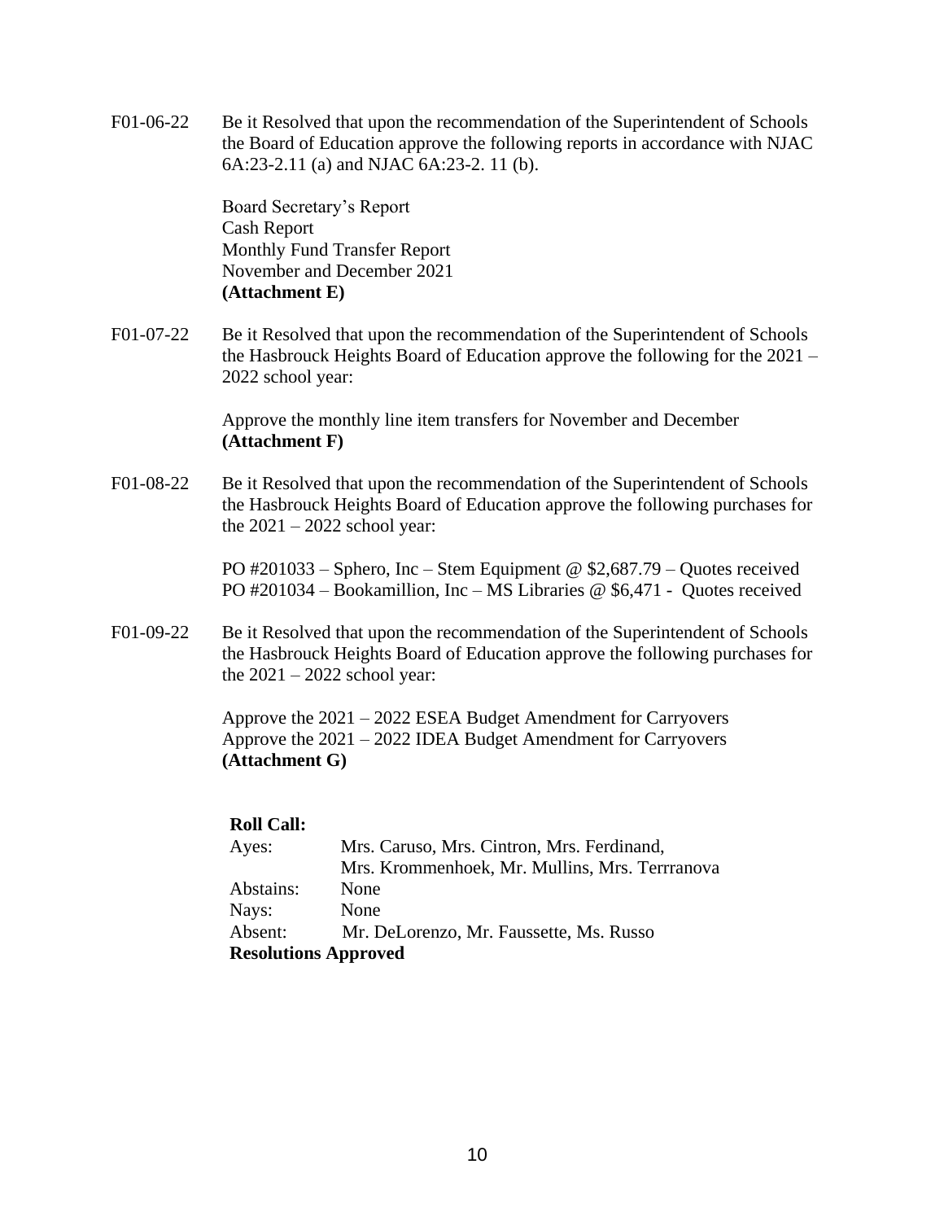F01-06-22 Be it Resolved that upon the recommendation of the Superintendent of Schools the Board of Education approve the following reports in accordance with NJAC 6A:23-2.11 (a) and NJAC 6A:23-2. 11 (b).

Board Secretary's Report
Cash Report
Monthly Fund Transfer Report
November and December 2021
**(Attachment E)**

F01-07-22 Be it Resolved that upon the recommendation of the Superintendent of Schools the Hasbrouck Heights Board of Education approve the following for the 2021 – 2022 school year:

Approve the monthly line item transfers for November and December
**(Attachment F)**

F01-08-22 Be it Resolved that upon the recommendation of the Superintendent of Schools the Hasbrouck Heights Board of Education approve the following purchases for the 2021 – 2022 school year:

PO #201033 – Sphero, Inc – Stem Equipment @ $2,687.79 – Quotes received
PO #201034 – Bookamillion, Inc – MS Libraries @ $6,471 - Quotes received

F01-09-22 Be it Resolved that upon the recommendation of the Superintendent of Schools the Hasbrouck Heights Board of Education approve the following purchases for the 2021 – 2022 school year:

Approve the 2021 – 2022 ESEA Budget Amendment for Carryovers
Approve the 2021 – 2022 IDEA Budget Amendment for Carryovers
**(Attachment G)**

**Roll Call:**

Ayes: Mrs. Caruso, Mrs. Cintron, Mrs. Ferdinand, Mrs. Krommenhoek, Mr. Mullins, Mrs. Terrranova
Abstains: None
Nays: None
Absent: Mr. DeLorenzo, Mr. Faussette, Ms. Russo

**Resolutions Approved**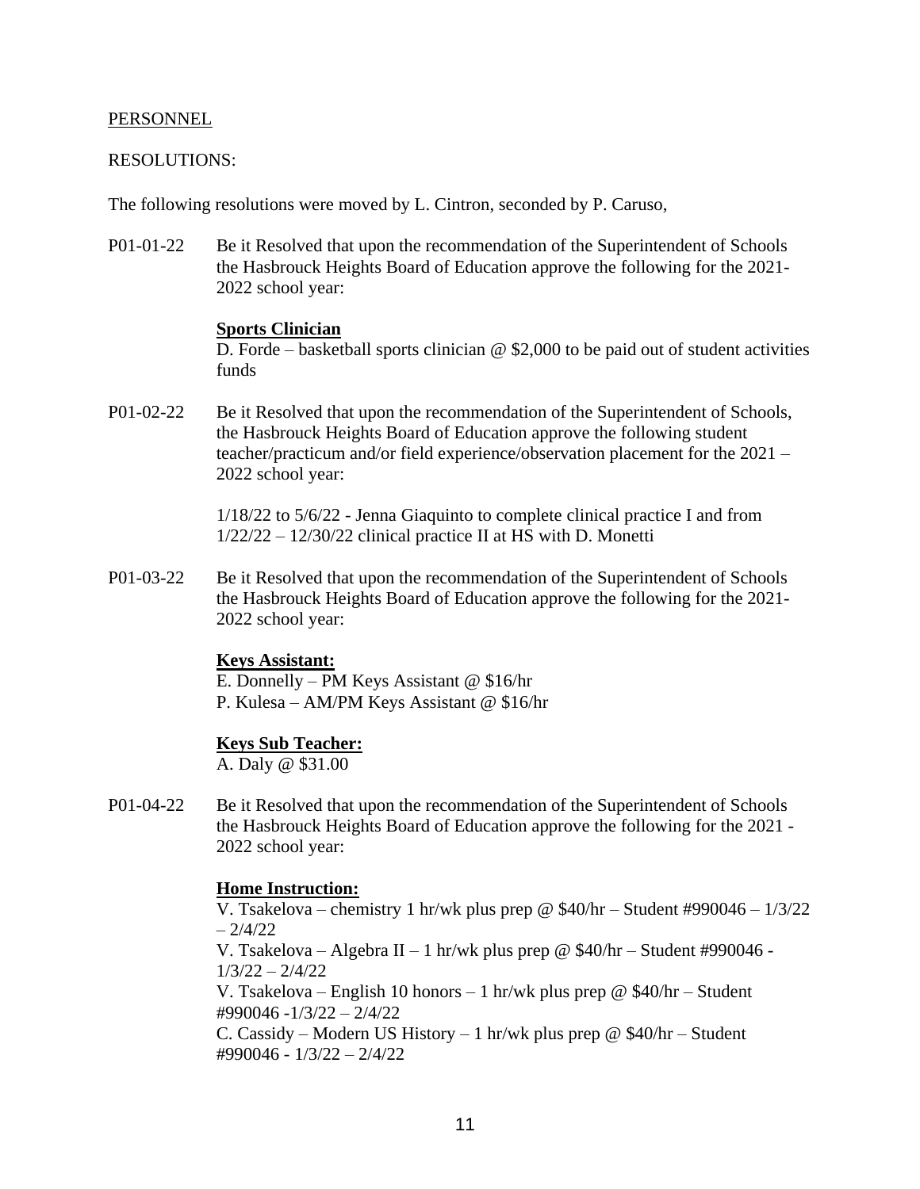PERSONNEL

RESOLUTIONS:

The following resolutions were moved by L. Cintron, seconded by P. Caruso,

P01-01-22 Be it Resolved that upon the recommendation of the Superintendent of Schools the Hasbrouck Heights Board of Education approve the following for the 2021-2022 school year:

**Sports Clinician**
D. Forde – basketball sports clinician @ $2,000 to be paid out of student activities funds

P01-02-22 Be it Resolved that upon the recommendation of the Superintendent of Schools, the Hasbrouck Heights Board of Education approve the following student teacher/practicum and/or field experience/observation placement for the 2021 – 2022 school year:

1/18/22 to 5/6/22 - Jenna Giaquinto to complete clinical practice I and from 1/22/22 – 12/30/22 clinical practice II at HS with D. Monetti

P01-03-22 Be it Resolved that upon the recommendation of the Superintendent of Schools the Hasbrouck Heights Board of Education approve the following for the 2021-2022 school year:

**Keys Assistant:**
E. Donnelly – PM Keys Assistant @ $16/hr
P. Kulesa – AM/PM Keys Assistant @ $16/hr

**Keys Sub Teacher:**
A. Daly @ $31.00

P01-04-22 Be it Resolved that upon the recommendation of the Superintendent of Schools the Hasbrouck Heights Board of Education approve the following for the 2021 - 2022 school year:

**Home Instruction:**
V. Tsakelova – chemistry 1 hr/wk plus prep @ $40/hr – Student #990046 – 1/3/22 – 2/4/22
V. Tsakelova – Algebra II – 1 hr/wk plus prep @ $40/hr – Student #990046 - 1/3/22 – 2/4/22
V. Tsakelova – English 10 honors – 1 hr/wk plus prep @ $40/hr – Student #990046 -1/3/22 – 2/4/22
C. Cassidy – Modern US History – 1 hr/wk plus prep @ $40/hr – Student #990046 - 1/3/22 – 2/4/22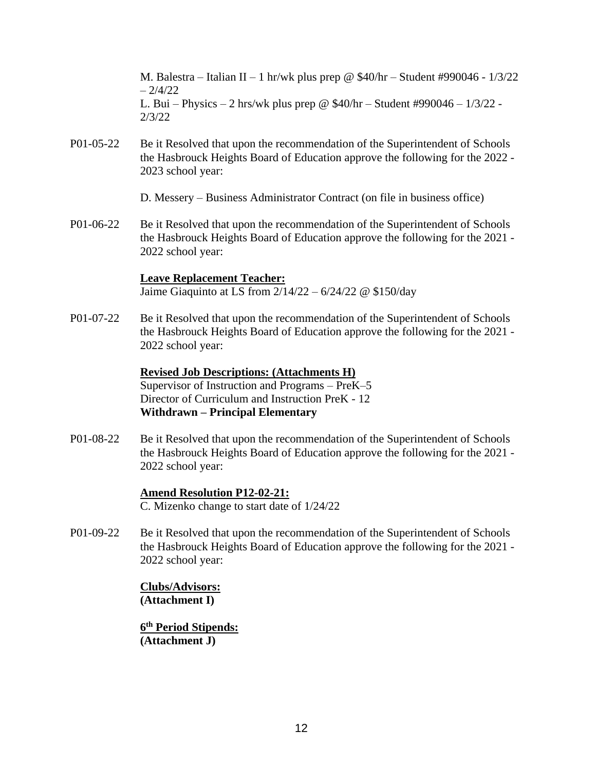M. Balestra – Italian II – 1 hr/wk plus prep @ $40/hr – Student #990046 - 1/3/22 – 2/4/22
L. Bui – Physics – 2 hrs/wk plus prep @ $40/hr – Student #990046 – 1/3/22 - 2/3/22

P01-05-22 Be it Resolved that upon the recommendation of the Superintendent of Schools the Hasbrouck Heights Board of Education approve the following for the 2022 - 2023 school year:

D. Messery – Business Administrator Contract (on file in business office)

P01-06-22 Be it Resolved that upon the recommendation of the Superintendent of Schools the Hasbrouck Heights Board of Education approve the following for the 2021 - 2022 school year:

**Leave Replacement Teacher:**
Jaime Giaquinto at LS from 2/14/22 – 6/24/22 @ $150/day

P01-07-22 Be it Resolved that upon the recommendation of the Superintendent of Schools the Hasbrouck Heights Board of Education approve the following for the 2021 - 2022 school year:

**Revised Job Descriptions: (Attachments H)**
Supervisor of Instruction and Programs – PreK–5
Director of Curriculum and Instruction PreK - 12
**Withdrawn – Principal Elementary**

P01-08-22 Be it Resolved that upon the recommendation of the Superintendent of Schools the Hasbrouck Heights Board of Education approve the following for the 2021 - 2022 school year:

**Amend Resolution P12-02-21:**
C. Mizenko change to start date of 1/24/22

P01-09-22 Be it Resolved that upon the recommendation of the Superintendent of Schools the Hasbrouck Heights Board of Education approve the following for the 2021 - 2022 school year:

**Clubs/Advisors:**
**(Attachment I)**

**6th Period Stipends:**
**(Attachment J)**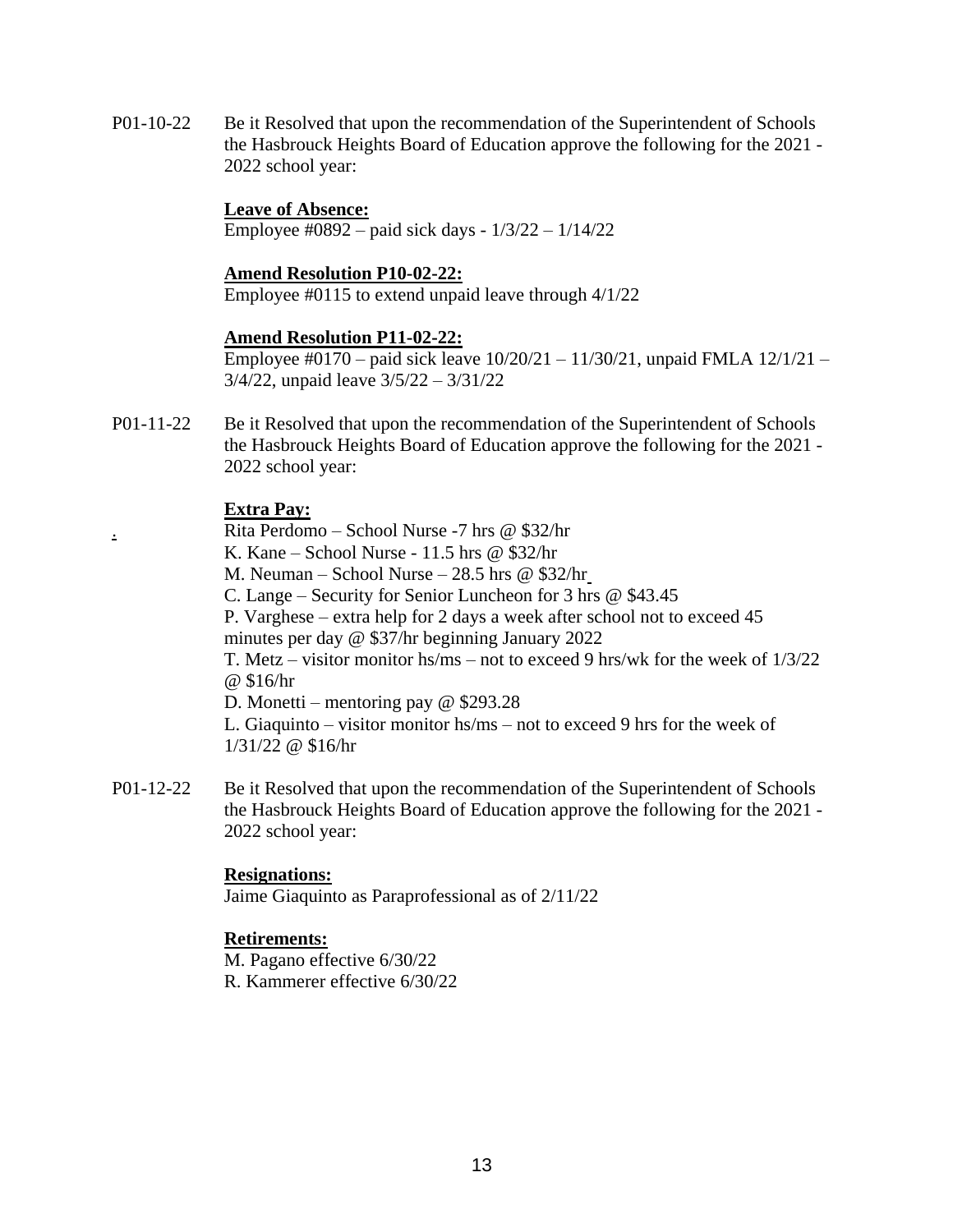P01-10-22 Be it Resolved that upon the recommendation of the Superintendent of Schools the Hasbrouck Heights Board of Education approve the following for the 2021 - 2022 school year:

**Leave of Absence:**
Employee #0892 – paid sick days - 1/3/22 – 1/14/22

**Amend Resolution P10-02-22:**
Employee #0115 to extend unpaid leave through 4/1/22

**Amend Resolution P11-02-22:**
Employee #0170 – paid sick leave 10/20/21 – 11/30/21, unpaid FMLA 12/1/21 – 3/4/22, unpaid leave 3/5/22 – 3/31/22

P01-11-22 Be it Resolved that upon the recommendation of the Superintendent of Schools the Hasbrouck Heights Board of Education approve the following for the 2021 - 2022 school year:

**Extra Pay:**
Rita Perdomo – School Nurse -7 hrs @ $32/hr
K. Kane – School Nurse - 11.5 hrs @ $32/hr
M. Neuman – School Nurse – 28.5 hrs @ $32/hr
C. Lange – Security for Senior Luncheon for 3 hrs @ $43.45
P. Varghese – extra help for 2 days a week after school not to exceed 45 minutes per day @ $37/hr beginning January 2022
T. Metz – visitor monitor hs/ms – not to exceed 9 hrs/wk for the week of 1/3/22 @ $16/hr
D. Monetti – mentoring pay @ $293.28
L. Giaquinto – visitor monitor hs/ms – not to exceed 9 hrs for the week of 1/31/22 @ $16/hr

P01-12-22 Be it Resolved that upon the recommendation of the Superintendent of Schools the Hasbrouck Heights Board of Education approve the following for the 2021 - 2022 school year:

**Resignations:**
Jaime Giaquinto as Paraprofessional as of 2/11/22

**Retirements:**
M. Pagano effective 6/30/22
R. Kammerer effective 6/30/22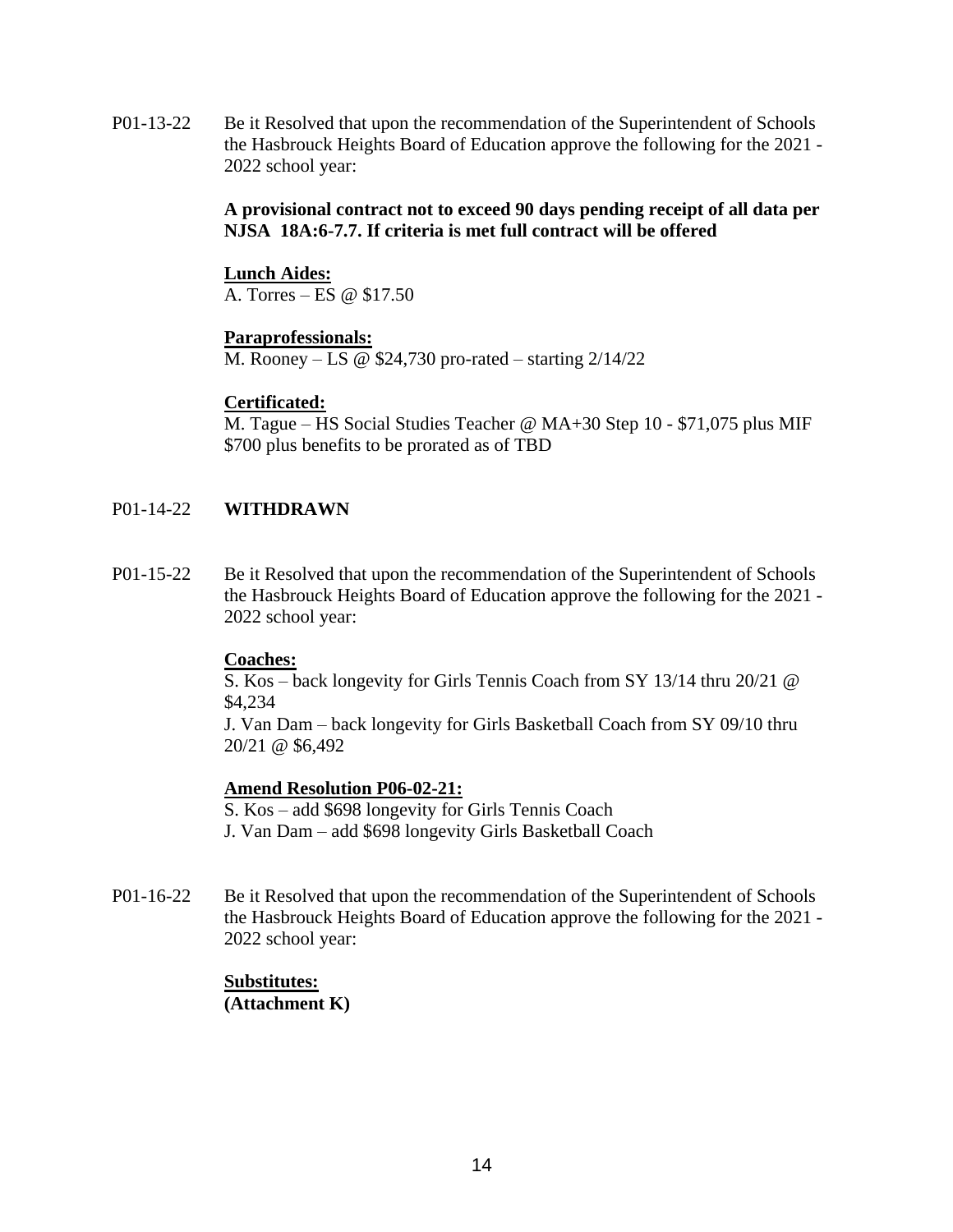P01-13-22 Be it Resolved that upon the recommendation of the Superintendent of Schools the Hasbrouck Heights Board of Education approve the following for the 2021 - 2022 school year:

**A provisional contract not to exceed 90 days pending receipt of all data per NJSA 18A:6-7.7. If criteria is met full contract will be offered**

**Lunch Aides:**
A. Torres – ES @ $17.50

**Paraprofessionals:**
M. Rooney – LS @ $24,730 pro-rated – starting 2/14/22

**Certificated:**
M. Tague – HS Social Studies Teacher @ MA+30 Step 10 - $71,075 plus MIF $700 plus benefits to be prorated as of TBD

P01-14-22 **WITHDRAWN**

P01-15-22 Be it Resolved that upon the recommendation of the Superintendent of Schools the Hasbrouck Heights Board of Education approve the following for the 2021 - 2022 school year:

**Coaches:**
S. Kos – back longevity for Girls Tennis Coach from SY 13/14 thru 20/21 @ $4,234
J. Van Dam – back longevity for Girls Basketball Coach from SY 09/10 thru 20/21 @ $6,492

**Amend Resolution P06-02-21:**
S. Kos – add $698 longevity for Girls Tennis Coach
J. Van Dam – add $698 longevity Girls Basketball Coach

P01-16-22 Be it Resolved that upon the recommendation of the Superintendent of Schools the Hasbrouck Heights Board of Education approve the following for the 2021 - 2022 school year:

**Substitutes:**
**(Attachment K)**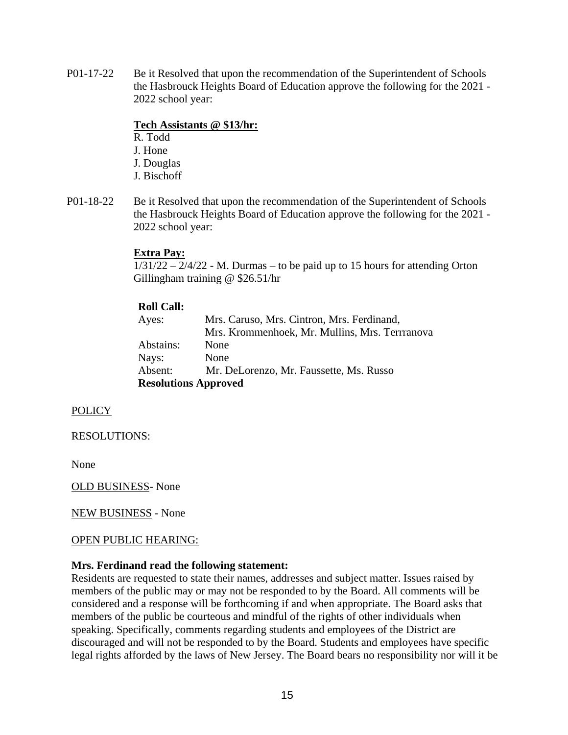P01-17-22 Be it Resolved that upon the recommendation of the Superintendent of Schools the Hasbrouck Heights Board of Education approve the following for the 2021 - 2022 school year:

**Tech Assistants @ $13/hr:**
R. Todd
J. Hone
J. Douglas
J. Bischoff

P01-18-22 Be it Resolved that upon the recommendation of the Superintendent of Schools the Hasbrouck Heights Board of Education approve the following for the 2021 - 2022 school year:

**Extra Pay:**
1/31/22 – 2/4/22 - M. Durmas – to be paid up to 15 hours for attending Orton Gillingham training @ $26.51/hr

**Roll Call:**
Ayes: Mrs. Caruso, Mrs. Cintron, Mrs. Ferdinand, Mrs. Krommenhoek, Mr. Mullins, Mrs. Terrranova
Abstains: None
Nays: None
Absent: Mr. DeLorenzo, Mr. Faussette, Ms. Russo
**Resolutions Approved**

POLICY

RESOLUTIONS:

None

OLD BUSINESS- None

NEW BUSINESS - None

OPEN PUBLIC HEARING:

**Mrs. Ferdinand read the following statement:**
Residents are requested to state their names, addresses and subject matter. Issues raised by members of the public may or may not be responded to by the Board. All comments will be considered and a response will be forthcoming if and when appropriate. The Board asks that members of the public be courteous and mindful of the rights of other individuals when speaking. Specifically, comments regarding students and employees of the District are discouraged and will not be responded to by the Board. Students and employees have specific legal rights afforded by the laws of New Jersey. The Board bears no responsibility nor will it be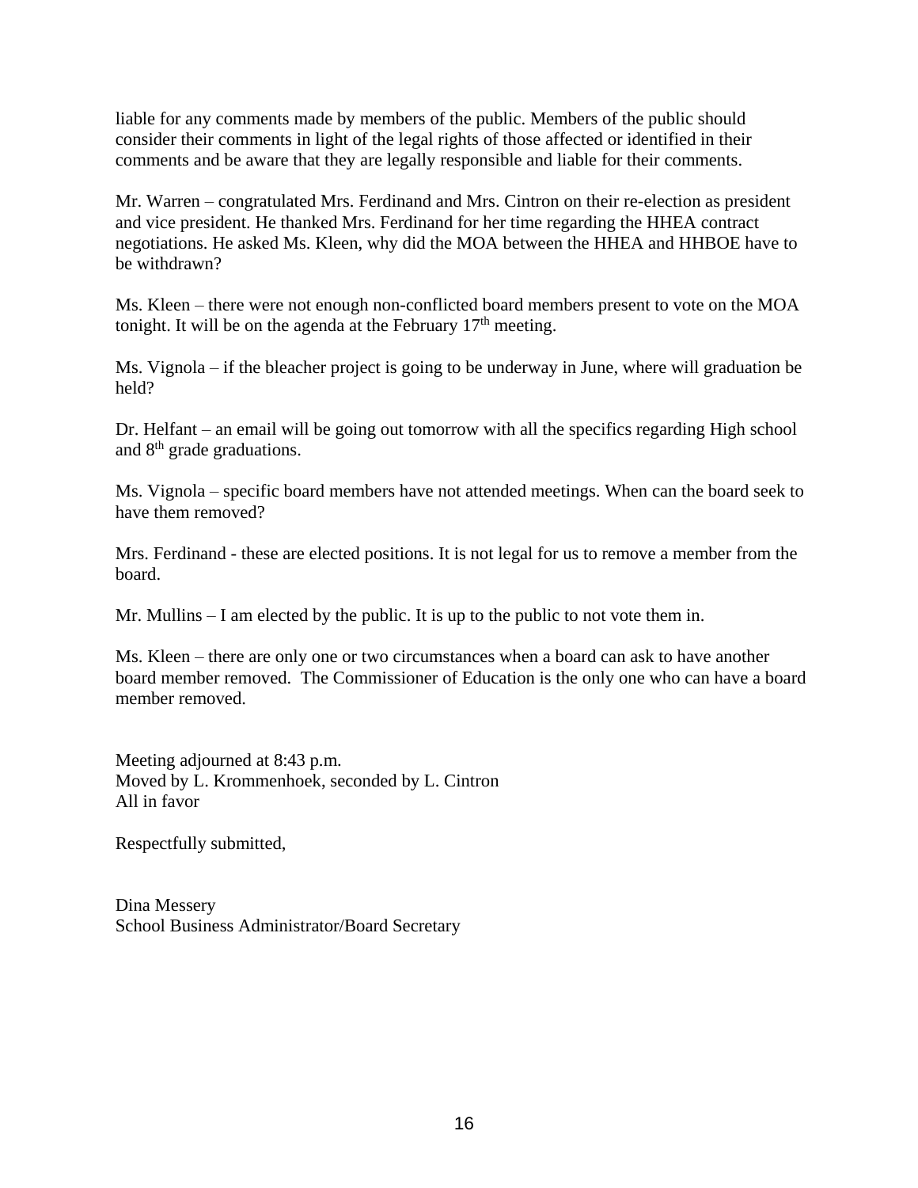liable for any comments made by members of the public. Members of the public should consider their comments in light of the legal rights of those affected or identified in their comments and be aware that they are legally responsible and liable for their comments.

Mr. Warren – congratulated Mrs. Ferdinand and Mrs. Cintron on their re-election as president and vice president. He thanked Mrs. Ferdinand for her time regarding the HHEA contract negotiations. He asked Ms. Kleen, why did the MOA between the HHEA and HHBOE have to be withdrawn?

Ms. Kleen – there were not enough non-conflicted board members present to vote on the MOA tonight. It will be on the agenda at the February 17th meeting.

Ms. Vignola – if the bleacher project is going to be underway in June, where will graduation be held?

Dr. Helfant – an email will be going out tomorrow with all the specifics regarding High school and 8th grade graduations.

Ms. Vignola – specific board members have not attended meetings. When can the board seek to have them removed?

Mrs. Ferdinand - these are elected positions. It is not legal for us to remove a member from the board.

Mr. Mullins – I am elected by the public. It is up to the public to not vote them in.

Ms. Kleen – there are only one or two circumstances when a board can ask to have another board member removed. The Commissioner of Education is the only one who can have a board member removed.

Meeting adjourned at 8:43 p.m.
Moved by L. Krommenhoek, seconded by L. Cintron
All in favor

Respectfully submitted,

Dina Messery
School Business Administrator/Board Secretary